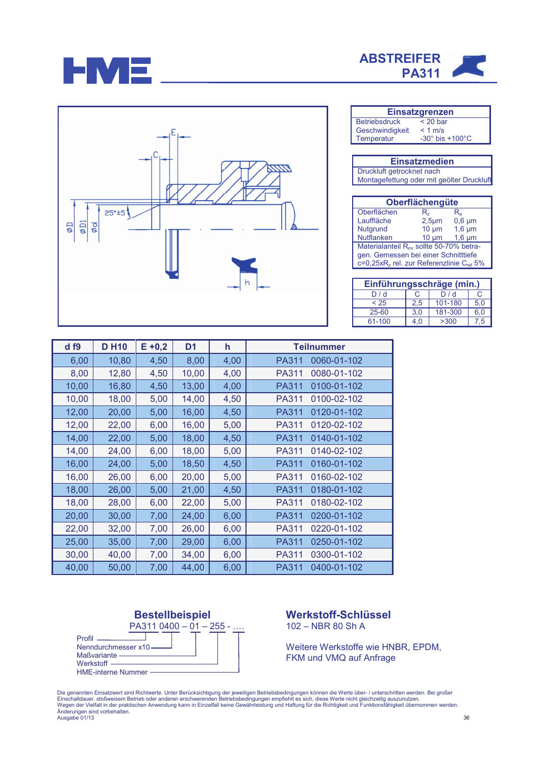# ABSTREIFER PA311

## Einsatzgrenzen

| | |
|---|---|
| Betriebsdruck | < 20 bar |
| Geschwindigkeit | < 1 m/s |
| Temperatur | -30° bis +100°C |

## Einsatzmedien

Druckluft getrocknet nach Montagefettung oder mit geölter Druckluft

## Oberflächengüte

| Oberflächen | $R_z$ | $R_a$ |
|---|---|---|
| Lauffläche | 2,5µm | 0,6 µm |
| Nutgrund | 10 µm | 1,6 µm |
| Nutflanken | 10 µm | 1,6 µm |

Materialanteil $R_{mr}$ sollte 50-70% betragen. Gemessen bei einer Schnitttiefe c=0,25x$R_z$ rel. zur Referenzlinie $C_{ref}$ 5%

## Einführungsschräge (min.)

| D / d | C | D / d | C |
|---|---|---|---|
| < 25 | 2,5 | 101-180 | 5,0 |
| 25-60 | 3,0 | 181-300 | 6,0 |
| 61-100 | 4,0 | >300 | 7,5 |

| d f9 | D H10 | E +0,2 | D1 | h | Teilnummer |
|---|---|---|---|---|---|
| 6,00 | 10,80 | 4,50 | 8,00 | 4,00 | PA311 0060-01-102 |
| 8,00 | 12,80 | 4,50 | 10,00 | 4,00 | PA311 0080-01-102 |
| 10,00 | 16,80 | 4,50 | 13,00 | 4,00 | PA311 0100-01-102 |
| 10,00 | 18,00 | 5,00 | 14,00 | 4,50 | PA311 0100-02-102 |
| 12,00 | 20,00 | 5,00 | 16,00 | 4,50 | PA311 0120-01-102 |
| 12,00 | 22,00 | 6,00 | 16,00 | 5,00 | PA311 0120-02-102 |
| 14,00 | 22,00 | 5,00 | 18,00 | 4,50 | PA311 0140-01-102 |
| 14,00 | 24,00 | 6,00 | 18,00 | 5,00 | PA311 0140-02-102 |
| 16,00 | 24,00 | 5,00 | 18,50 | 4,50 | PA311 0160-01-102 |
| 16,00 | 26,00 | 6,00 | 20,00 | 5,00 | PA311 0160-02-102 |
| 18,00 | 26,00 | 5,00 | 21,00 | 4,50 | PA311 0180-01-102 |
| 18,00 | 28,00 | 6,00 | 22,00 | 5,00 | PA311 0180-02-102 |
| 20,00 | 30,00 | 7,00 | 24,00 | 6,00 | PA311 0200-01-102 |
| 22,00 | 32,00 | 7,00 | 26,00 | 6,00 | PA311 0220-01-102 |
| 25,00 | 35,00 | 7,00 | 29,00 | 6,00 | PA311 0250-01-102 |
| 30,00 | 40,00 | 7,00 | 34,00 | 6,00 | PA311 0300-01-102 |
| 40,00 | 50,00 | 7,00 | 44,00 | 6,00 | PA311 0400-01-102 |

## Bestellbeispiel

PA311 0400 – 01 – 255 - ….

- Profil
- Nenndurchmesser x10
- Maßvariante
- Werkstoff
- HME-interne Nummer

## Werkstoff-Schlüssel

102 – NBR 80 Sh A

Weitere Werkstoffe wie HNBR, EPDM, FKM und VMQ auf Anfrage

Die genannten Einsatzwert sind Richtwerte. Unter Berücksichtigung der jeweiligen Betriebsbedingungen können die Werte über- / unterschritten werden. Bei großer Einschaltdauer, stoßweisem Betrieb oder anderen erschwerenden Betriebsbedingungen empfiehlt es sich, diese Werte nicht gleichzeitig auszunutzen.
Wegen der Vielfalt in der praktischen Anwendung kann in Einzelfall keine Gewährleistung und Haftung für die Richtigkeit und Funktionsfähigkeit übernommen werden.
Änderungen sind vorbehalten.
Ausgabe 01/13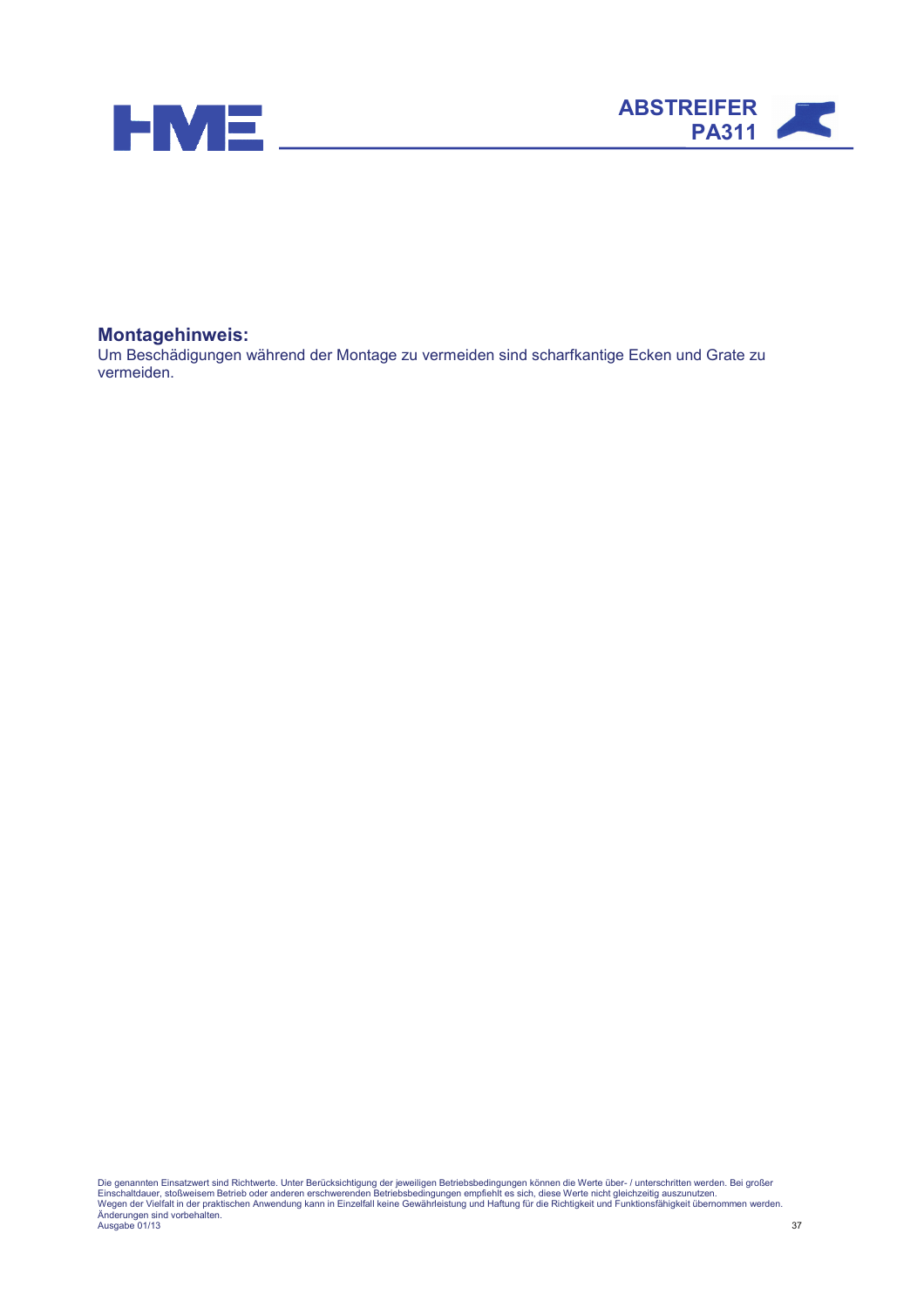## Montagehinweis:

Um Beschädigungen während der Montage zu vermeiden sind scharfkantige Ecken und Grate zu vermeiden.

Die genannten Einsatzwert sind Richtwerte. Unter Berücksichtigung der jeweiligen Betriebsbedingungen können die Werte über- / unterschritten werden. Bei großer Einschaltdauer, stoßweisem Betrieb oder anderen erschwerenden Betriebsbedingungen empfiehlt es sich, diese Werte nicht gleichzeitig auszunutzen.
Wegen der Vielfalt in der praktischen Anwendung kann in Einzelfall keine Gewährleistung und Haftung für die Richtigkeit und Funktionsfähigkeit übernommen werden.
Änderungen sind vorbehalten.
Ausgabe 01/13